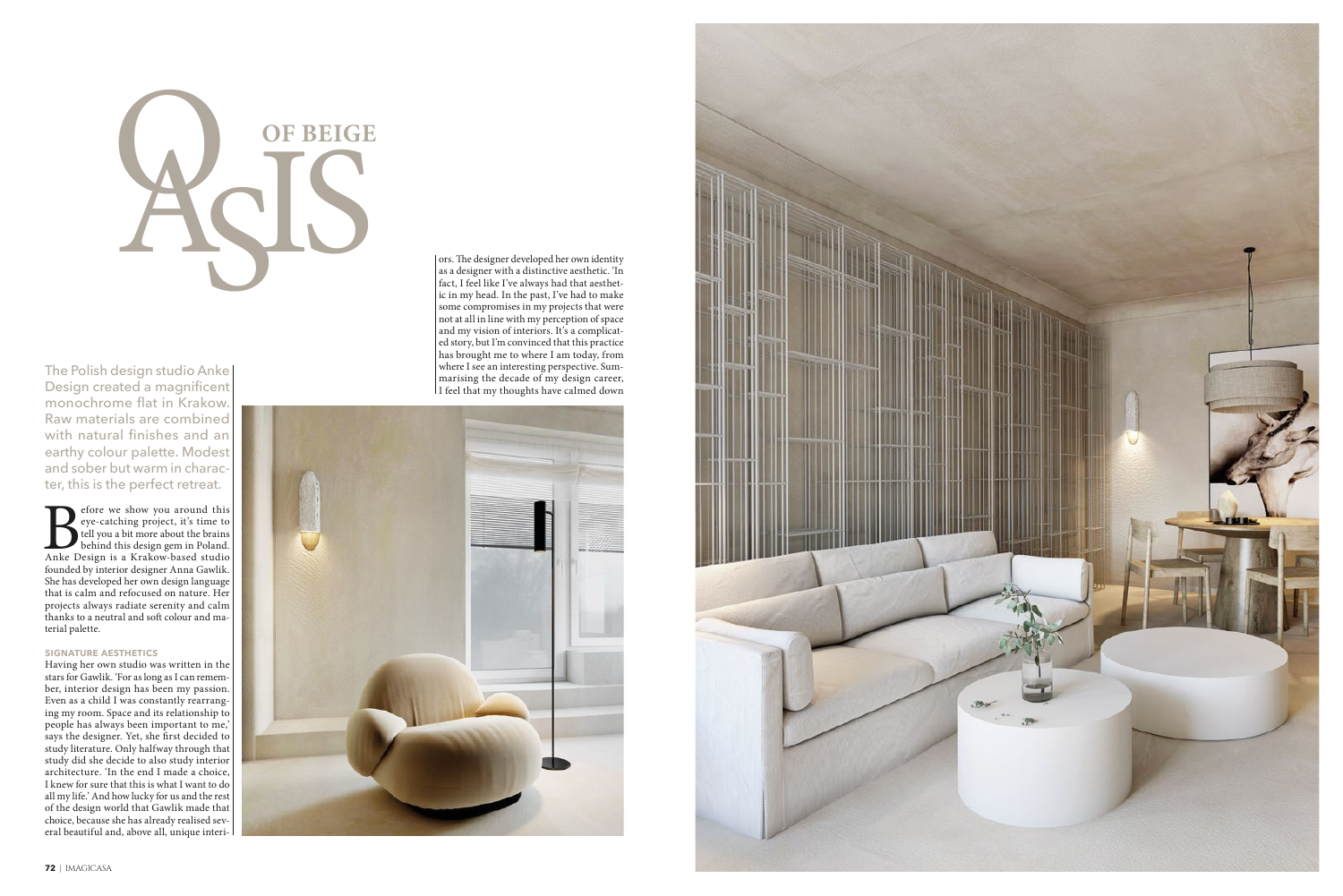# OASIS OF BEIGE

The Polish design studio Anke Design created a magnificent monochrome flat in Krakow. Raw materials are combined with natural finishes and an earthy colour palette. Modest and sober but warm in character, this is the perfect retreat.

Before we show you around this eye-catching project, it's time to tell you a bit more about the brains behind this design gem in Poland. Anke Design is a Krakow-based studio founded by interior designer Anna Gawlik. She has developed her own design language that is calm and refocused on nature. Her projects always radiate serenity and calm thanks to a neutral and soft colour and material palette.

### SIGNATURE AESTHETICS

Having her own studio was written in the stars for Gawlik. 'For as long as I can remember, interior design has been my passion. Even as a child I was constantly rearranging my room. Space and its relationship to people has always been important to me,' says the designer. Yet, she first decided to study literature. Only halfway through that study did she decide to also study interior architecture. 'In the end I made a choice, I knew for sure that this is what I want to do all my life.' And how lucky for us and the rest of the design world that Gawlik made that choice, because she has already realised several beautiful and, above all, unique interiors. The designer developed her own identity as a designer with a distinctive aesthetic. 'In fact, I feel like I've always had that aesthetic in my head. In the past, I've had to make some compromises in my projects that were not at all in line with my perception of space and my vision of interiors. It's a complicated story, but I'm convinced that this practice has brought me to where I am today, from where I see an interesting perspective. Summarising the decade of my design career, I feel that my thoughts have calmed down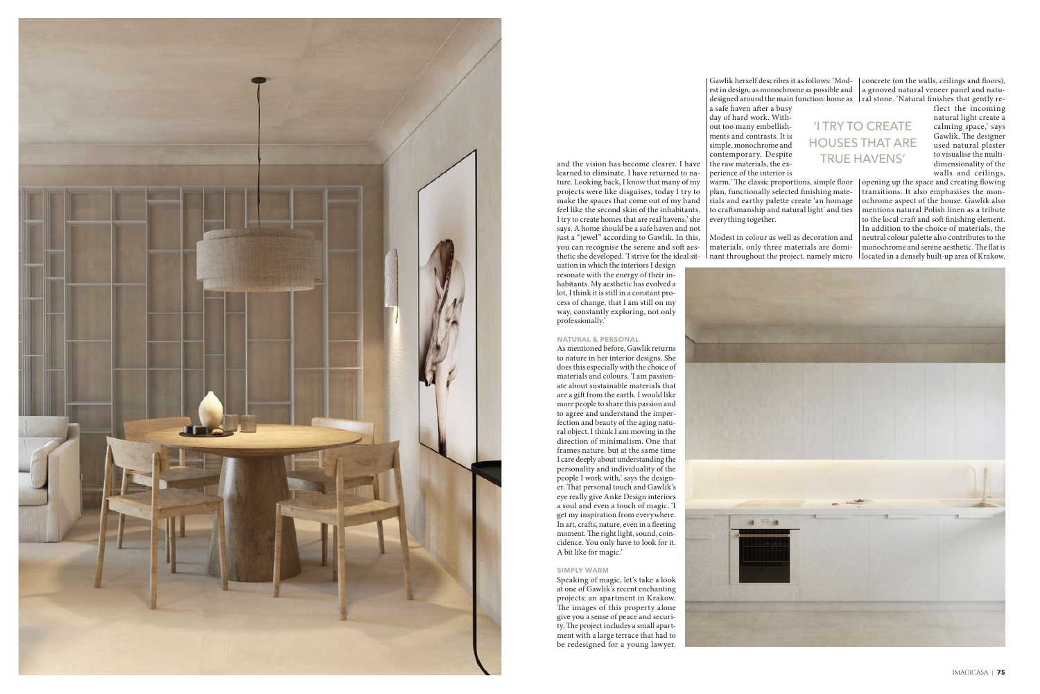and the vision has become clearer. I have learned to eliminate. I have returned to nature. Looking back, I know that many of my projects were like disguises, today I try to make the spaces that come out of my hand feel like the second skin of the inhabitants. I try to create homes that are real havens,' she says. A home should be a safe haven and not just a "jewel" according to Gawlik. In this, you can recognise the serene and soft aesthetic she developed. 'I strive for the ideal situation in which the interiors I design resonate with the energy of their inhabitants. My aesthetic has evolved a lot, I think it is still in a constant process of change, that I am still on my way, constantly exploring, not only professionally.'

### NATURAL & PERSONAL

As mentioned before, Gawlik returns to nature in her interior designs. She does this especially with the choice of materials and colours. 'I am passionate about sustainable materials that are a gift from the earth. I would like more people to share this passion and to agree and understand the imperfection and beauty of the aging natural object. I think I am moving in the direction of minimalism. One that frames nature, but at the same time I care deeply about understanding the personality and individuality of the people I work with,' says the designer. That personal touch and Gawlik's eye really give Anke Design interiors a soul and even a touch of magic. 'I get my inspiration from everywhere. In art, crafts, nature, even in a fleeting moment. The right light, sound, coincidence. You only have to look for it. A bit like for magic.'

### SIMPLY WARM

Speaking of magic, let's take a look at one of Gawlik's recent enchanting projects: an apartment in Krakow. The images of this property alone give you a sense of peace and security. The project includes a small apartment with a large terrace that had to be redesigned for a young lawyer. Gawlik herself describes it as follows: 'Modest in design, as monochrome as possible and designed around the main function: home as a safe haven after a busy day of hard work. Without too many embellishments and contrasts. It is simple, monochrome and contemporary. Despite the raw materials, the experience of the interior is warm.' The classic proportions, simple floor plan, functionally selected finishing materials and earthy palette create 'an homage to craftsmanship and natural light' and ties everything together.

Modest in colour as well as decoration and materials, only three materials are dominant throughout the project, namely micro concrete (on the walls, ceilings and floors), a grooved natural veneer panel and natural stone. 'Natural finishes that gently reflect the incoming natural light create a calming space,' says Gawlik. The designer used natural plaster to visualise the multidimensionality of the walls and ceilings, opening up the space and creating flowing transitions. It also emphasises the monochrome aspect of the house. Gawlik also mentions natural Polish linen as a tribute to the local craft and soft finishing element. In addition to the choice of materials, the neutral colour palette also contributes to the monochrome and serene aesthetic. The flat is located in a densely built-up area of Krakow.

> 'I TRY TO CREATE HOUSES THAT ARE TRUE HAVENS'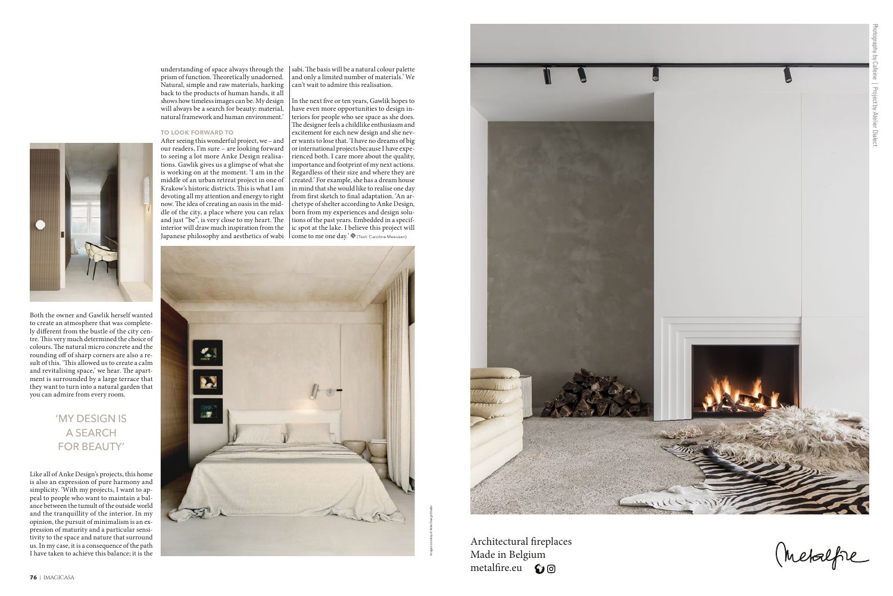Both the owner and Gawlik herself wanted to create an atmosphere that was completely different from the bustle of the city centre. This very much determined the choice of colours. The natural micro concrete and the rounding off of sharp corners are also a result of this. 'This allowed us to create a calm and revitalising space,' we hear. The apartment is surrounded by a large terrace that they want to turn into a natural garden that you can admire from every room.

## 'MY DESIGN IS A SEARCH FOR BEAUTY'

Like all of Anke Design's projects, this home is also an expression of pure harmony and simplicity. 'With my projects, I want to appeal to people who want to maintain a balance between the tumult of the outside world and the tranquillity of the interior. In my opinion, the pursuit of minimalism is an expression of maturity and a particular sensitivity to the space and nature that surround us. In my case, it is a consequence of the path I have taken to achieve this balance; it is the understanding of space always through the prism of function. Theoretically unadorned. Natural, simple and raw materials, harking back to the products of human hands, it all shows how timeless images can be. My design will always be a search for beauty: material, natural framework and human environment.'

### TO LOOK FORWARD TO

After seeing this wonderful project, we – and our readers, I'm sure – are looking forward to seeing a lot more Anke Design realisations. Gawlik gives us a glimpse of what she is working on at the moment. 'I am in the middle of an urban retreat project in one of Krakow's historic districts. This is what I am devoting all my attention and energy to right now. The idea of creating an oasis in the middle of the city, a place where you can relax and just "be", is very close to my heart. The interior will draw much inspiration from the Japanese philosophy and aesthetics of wabi sabi. The basis will be a natural colour palette and only a limited number of materials.' We can't wait to admire this realisation.

In the next five or ten years, Gawlik hopes to have even more opportunities to design interiors for people who see space as she does. The designer feels a childlike enthusiasm and excitement for each new design and she never wants to lose that. 'I have no dreams of big or international projects because I have experienced both. I care more about the quality, importance and footprint of my next actions. Regardless of their size and where they are created.' For example, she has a dream house in mind that she would like to realise one day from first sketch to final adaptation. 'An archetype of shelter according to Anke Design, born from my experiences and design solutions of the past years. Embedded in a specific spot at the lake. I believe this project will come to me one day.' (Text: Caroline Meeusen)

Images courtesy of Anke Design Studio

Photography by Cafeine | Project by Atelier Dialect

Architectural fireplaces
Made in Belgium
metalfire.eu

Metalfire